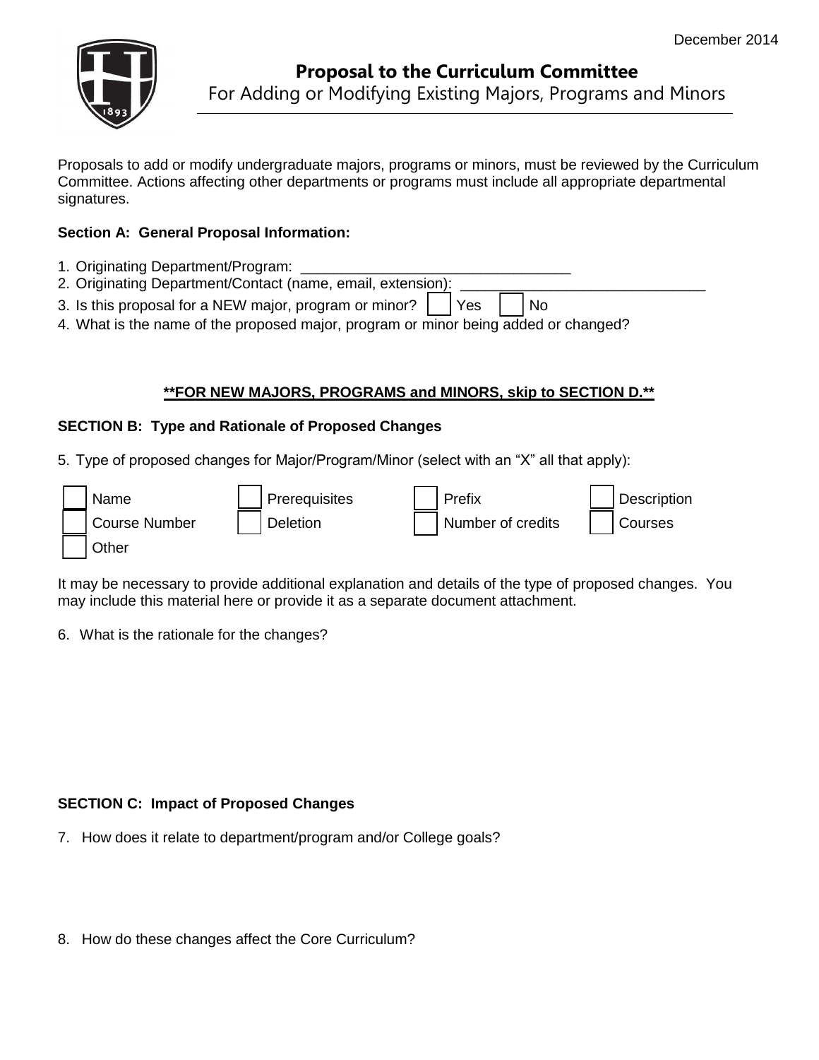December 2014

# Proposal to the Curriculum Committee

For Adding or Modifying Existing Majors, Programs and Minors

Proposals to add or modify undergraduate majors, programs or minors, must be reviewed by the Curriculum Committee. Actions affecting other departments or programs must include all appropriate departmental signatures.

**Section A: General Proposal Information:**

1. Originating Department/Program: ________________________________
2. Originating Department/Contact (name, email, extension): ______________________________
3. Is this proposal for a NEW major, program or minor? ☐ Yes ☐ No
4. What is the name of the proposed major, program or minor being added or changed?

**<u>**FOR NEW MAJORS, PROGRAMS and MINORS, skip to SECTION D.**</u>**

**SECTION B: Type and Rationale of Proposed Changes**

5. Type of proposed changes for Major/Program/Minor (select with an "X" all that apply):

| | | | |
|---|---|---|---|
| ☐ Name | ☐ Prerequisites | ☐ Prefix | ☐ Description |
| ☐ Course Number | ☐ Deletion | ☐ Number of credits | ☐ Courses |
| ☐ Other | | | |

It may be necessary to provide additional explanation and details of the type of proposed changes. You may include this material here or provide it as a separate document attachment.

6. What is the rationale for the changes?

**SECTION C: Impact of Proposed Changes**

7. How does it relate to department/program and/or College goals?

8. How do these changes affect the Core Curriculum?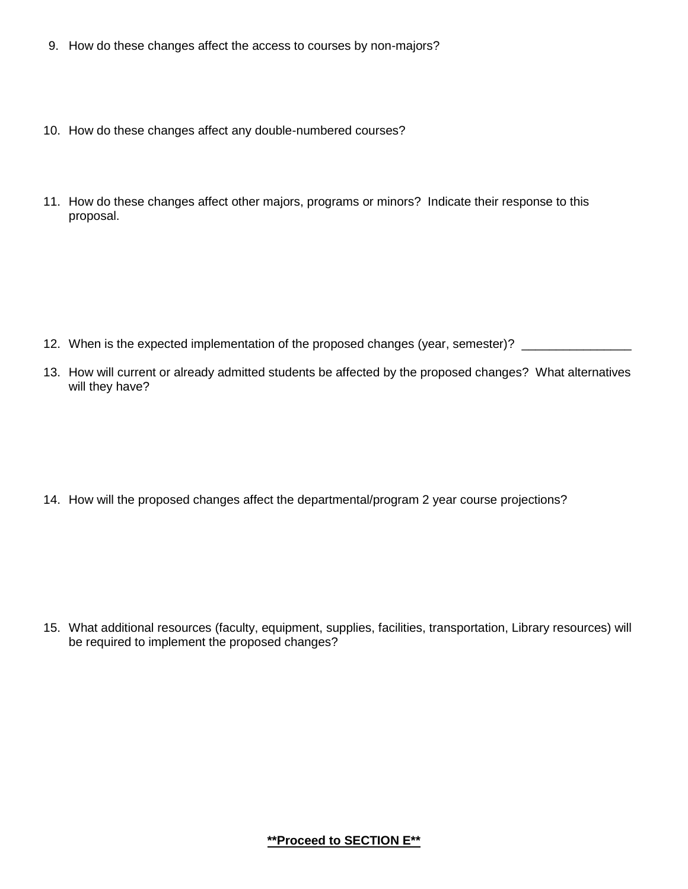9. How do these changes affect the access to courses by non-majors?

10. How do these changes affect any double-numbered courses?

11. How do these changes affect other majors, programs or minors? Indicate their response to this proposal.

12. When is the expected implementation of the proposed changes (year, semester)? ________________

13. How will current or already admitted students be affected by the proposed changes? What alternatives will they have?

14. How will the proposed changes affect the departmental/program 2 year course projections?

15. What additional resources (faculty, equipment, supplies, facilities, transportation, Library resources) will be required to implement the proposed changes?

**<u>**Proceed to SECTION E**</u>**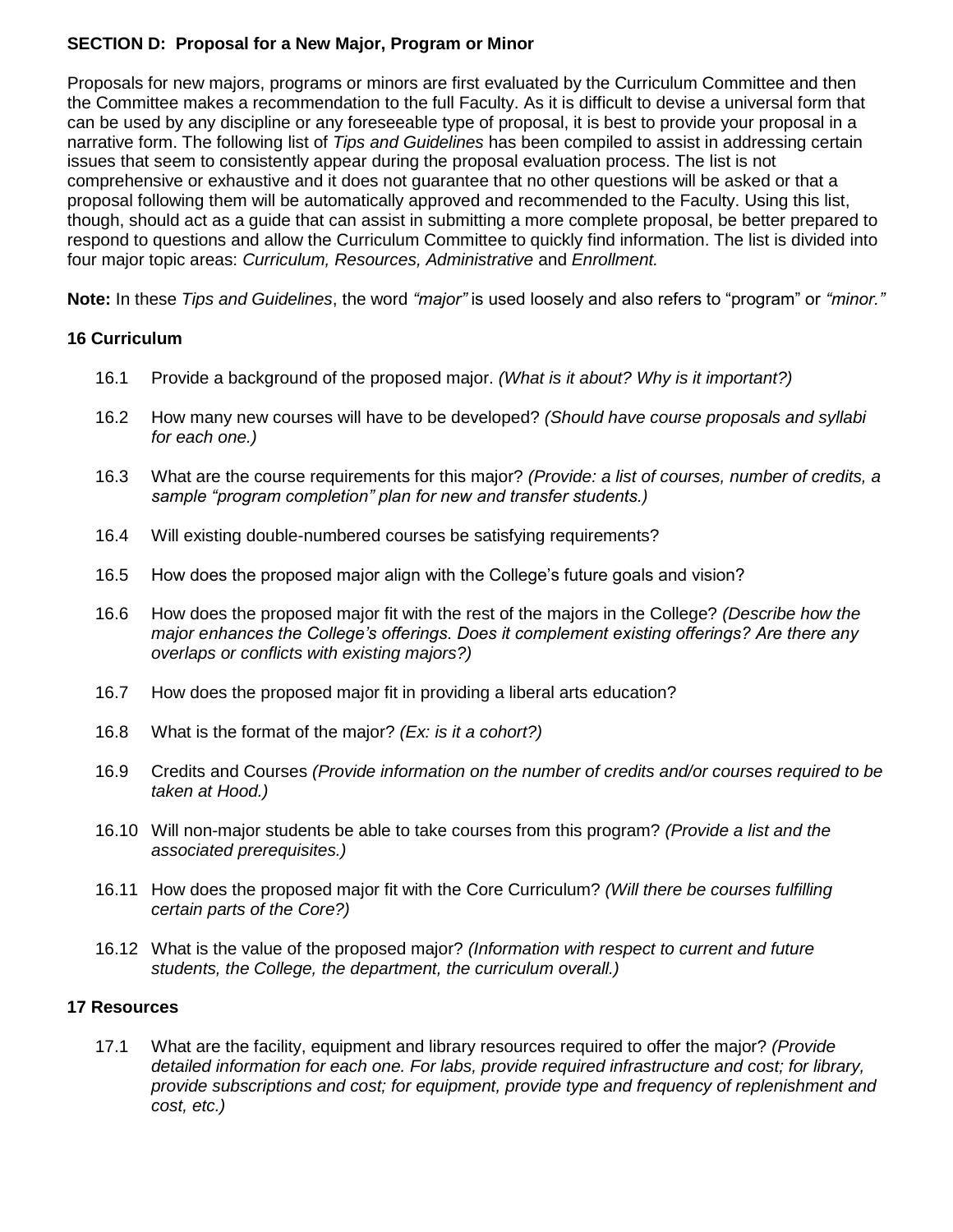**SECTION D: Proposal for a New Major, Program or Minor**

Proposals for new majors, programs or minors are first evaluated by the Curriculum Committee and then the Committee makes a recommendation to the full Faculty. As it is difficult to devise a universal form that can be used by any discipline or any foreseeable type of proposal, it is best to provide your proposal in a narrative form. The following list of *Tips and Guidelines* has been compiled to assist in addressing certain issues that seem to consistently appear during the proposal evaluation process. The list is not comprehensive or exhaustive and it does not guarantee that no other questions will be asked or that a proposal following them will be automatically approved and recommended to the Faculty. Using this list, though, should act as a guide that can assist in submitting a more complete proposal, be better prepared to respond to questions and allow the Curriculum Committee to quickly find information. The list is divided into four major topic areas: *Curriculum, Resources, Administrative* and *Enrollment.*

**Note:** In these *Tips and Guidelines*, the word *"major"* is used loosely and also refers to "program" or *"minor."*

**16 Curriculum**

16.1 Provide a background of the proposed major. *(What is it about? Why is it important?)*

16.2 How many new courses will have to be developed? *(Should have course proposals and syllabi for each one.)*

16.3 What are the course requirements for this major? *(Provide: a list of courses, number of credits, a sample "program completion" plan for new and transfer students.)*

16.4 Will existing double-numbered courses be satisfying requirements?

16.5 How does the proposed major align with the College's future goals and vision?

16.6 How does the proposed major fit with the rest of the majors in the College? *(Describe how the major enhances the College's offerings. Does it complement existing offerings? Are there any overlaps or conflicts with existing majors?)*

16.7 How does the proposed major fit in providing a liberal arts education?

16.8 What is the format of the major? *(Ex: is it a cohort?)*

16.9 Credits and Courses *(Provide information on the number of credits and/or courses required to be taken at Hood.)*

16.10 Will non-major students be able to take courses from this program? *(Provide a list and the associated prerequisites.)*

16.11 How does the proposed major fit with the Core Curriculum? *(Will there be courses fulfilling certain parts of the Core?)*

16.12 What is the value of the proposed major? *(Information with respect to current and future students, the College, the department, the curriculum overall.)*

**17 Resources**

17.1 What are the facility, equipment and library resources required to offer the major? *(Provide detailed information for each one. For labs, provide required infrastructure and cost; for library, provide subscriptions and cost; for equipment, provide type and frequency of replenishment and cost, etc.)*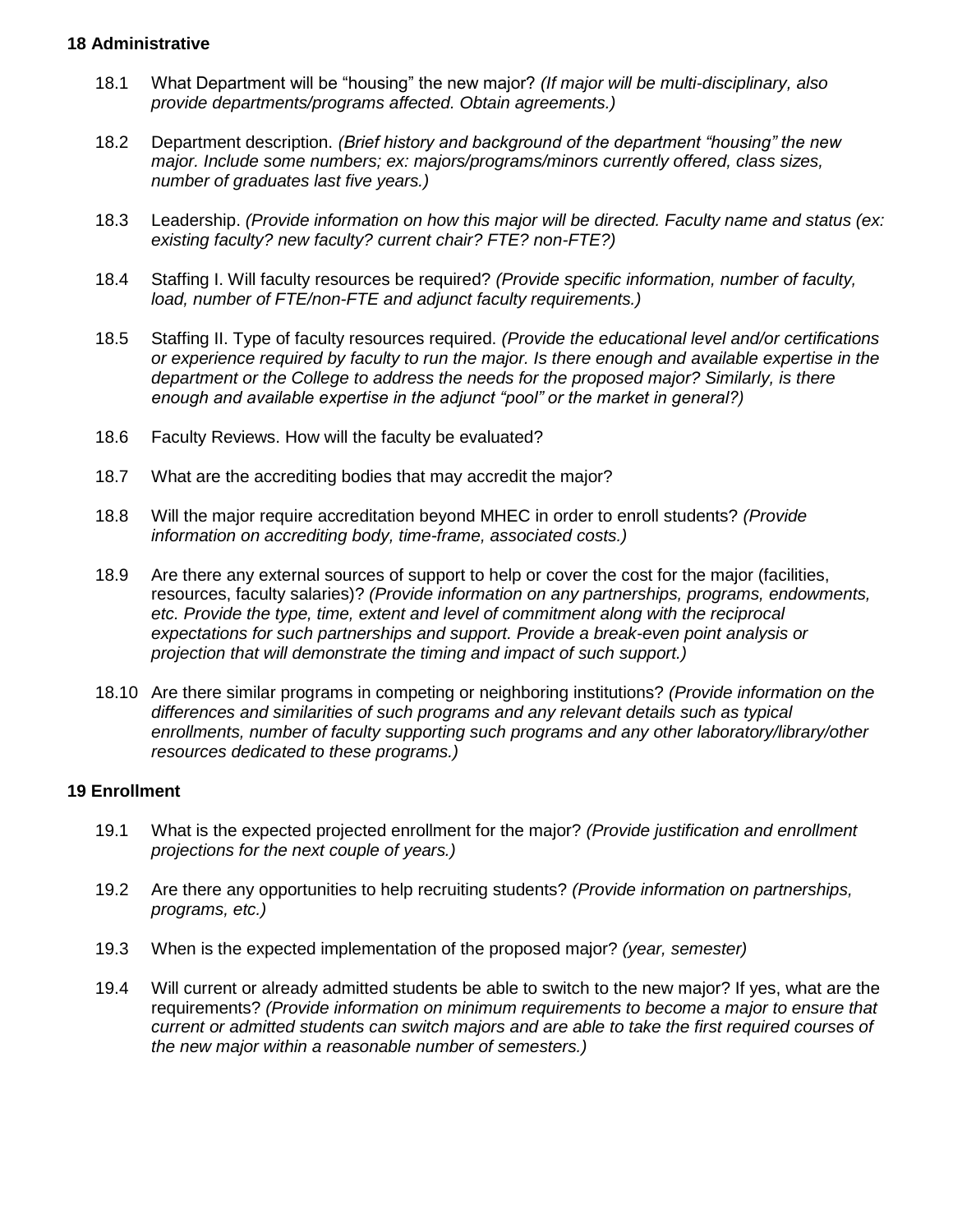## 18 Administrative

18.1 What Department will be "housing" the new major? *(If major will be multi-disciplinary, also provide departments/programs affected. Obtain agreements.)*

18.2 Department description. *(Brief history and background of the department "housing" the new major. Include some numbers; ex: majors/programs/minors currently offered, class sizes, number of graduates last five years.)*

18.3 Leadership. *(Provide information on how this major will be directed. Faculty name and status (ex: existing faculty? new faculty? current chair? FTE? non-FTE?)*

18.4 Staffing I. Will faculty resources be required? *(Provide specific information, number of faculty, load, number of FTE/non-FTE and adjunct faculty requirements.)*

18.5 Staffing II. Type of faculty resources required. *(Provide the educational level and/or certifications or experience required by faculty to run the major. Is there enough and available expertise in the department or the College to address the needs for the proposed major? Similarly, is there enough and available expertise in the adjunct "pool" or the market in general?)*

18.6 Faculty Reviews. How will the faculty be evaluated?

18.7 What are the accrediting bodies that may accredit the major?

18.8 Will the major require accreditation beyond MHEC in order to enroll students? *(Provide information on accrediting body, time-frame, associated costs.)*

18.9 Are there any external sources of support to help or cover the cost for the major (facilities, resources, faculty salaries)? *(Provide information on any partnerships, programs, endowments, etc. Provide the type, time, extent and level of commitment along with the reciprocal expectations for such partnerships and support. Provide a break-even point analysis or projection that will demonstrate the timing and impact of such support.)*

18.10 Are there similar programs in competing or neighboring institutions? *(Provide information on the differences and similarities of such programs and any relevant details such as typical enrollments, number of faculty supporting such programs and any other laboratory/library/other resources dedicated to these programs.)*

## 19 Enrollment

19.1 What is the expected projected enrollment for the major? *(Provide justification and enrollment projections for the next couple of years.)*

19.2 Are there any opportunities to help recruiting students? *(Provide information on partnerships, programs, etc.)*

19.3 When is the expected implementation of the proposed major? *(year, semester)*

19.4 Will current or already admitted students be able to switch to the new major? If yes, what are the requirements? *(Provide information on minimum requirements to become a major to ensure that current or admitted students can switch majors and are able to take the first required courses of the new major within a reasonable number of semesters.)*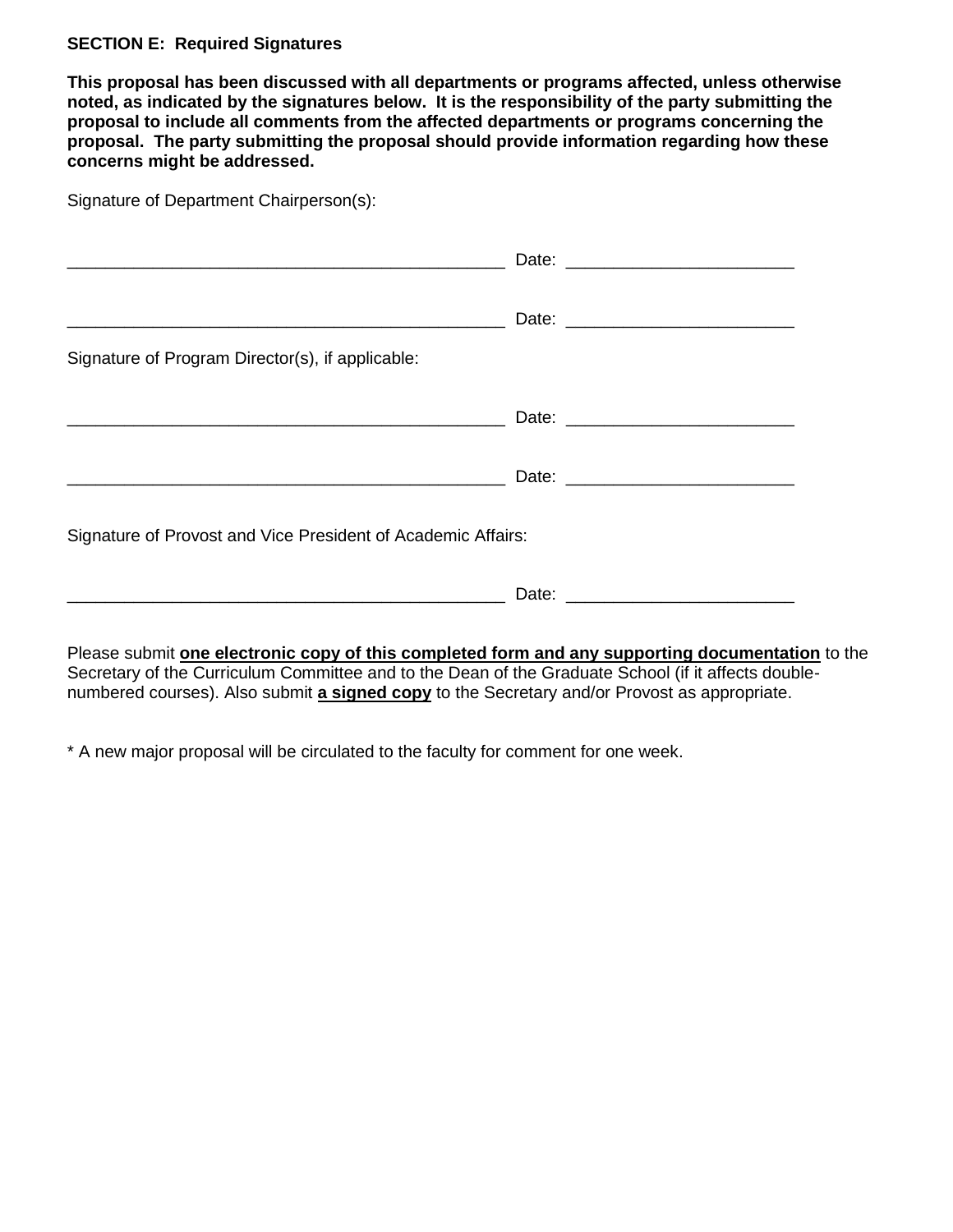**SECTION E: Required Signatures**

**This proposal has been discussed with all departments or programs affected, unless otherwise noted, as indicated by the signatures below. It is the responsibility of the party submitting the proposal to include all comments from the affected departments or programs concerning the proposal. The party submitting the proposal should provide information regarding how these concerns might be addressed.**

Signature of Department Chairperson(s):

_______________________________________________ Date: ________________________

_______________________________________________ Date: ________________________

Signature of Program Director(s), if applicable:

_______________________________________________ Date: ________________________

_______________________________________________ Date: ________________________

Signature of Provost and Vice President of Academic Affairs:

_______________________________________________ Date: ________________________

Please submit **one electronic copy of this completed form and any supporting documentation** to the Secretary of the Curriculum Committee and to the Dean of the Graduate School (if it affects double-numbered courses). Also submit **a signed copy** to the Secretary and/or Provost as appropriate.

* A new major proposal will be circulated to the faculty for comment for one week.